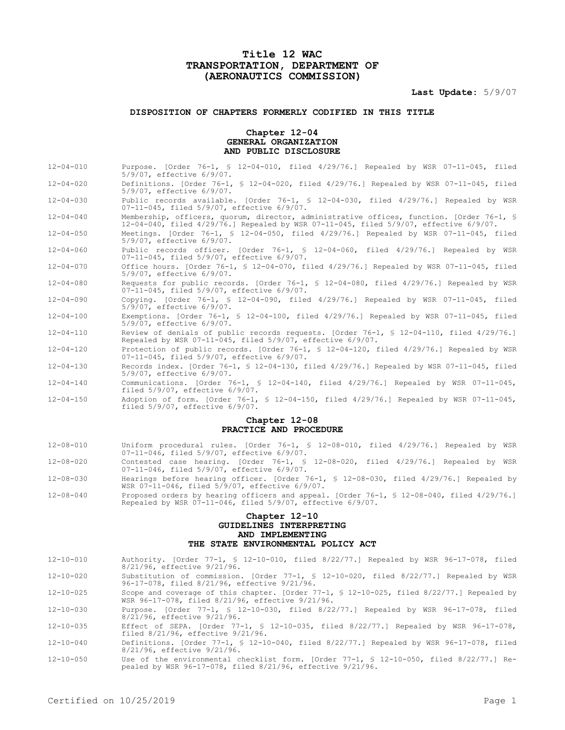# Title 12 WAC
# TRANSPORTATION, DEPARTMENT OF
# (AERONAUTICS COMMISSION)

**Last Update:** 5/9/07

## DISPOSITION OF CHAPTERS FORMERLY CODIFIED IN THIS TITLE

### Chapter 12-04
### GENERAL ORGANIZATION AND PUBLIC DISCLOSURE

12-04-010 Purpose. [Order 76-1, § 12-04-010, filed 4/29/76.] Repealed by WSR 07-11-045, filed 5/9/07, effective 6/9/07.

12-04-020 Definitions. [Order 76-1, § 12-04-020, filed 4/29/76.] Repealed by WSR 07-11-045, filed 5/9/07, effective 6/9/07.

12-04-030 Public records available. [Order 76-1, § 12-04-030, filed 4/29/76.] Repealed by WSR 07-11-045, filed 5/9/07, effective 6/9/07.

12-04-040 Membership, officers, quorum, director, administrative offices, function. [Order 76-1, § 12-04-040, filed 4/29/76.] Repealed by WSR 07-11-045, filed 5/9/07, effective 6/9/07.

12-04-050 Meetings. [Order 76-1, § 12-04-050, filed 4/29/76.] Repealed by WSR 07-11-045, filed 5/9/07, effective 6/9/07.

12-04-060 Public records officer. [Order 76-1, § 12-04-060, filed 4/29/76.] Repealed by WSR 07-11-045, filed 5/9/07, effective 6/9/07.

12-04-070 Office hours. [Order 76-1, § 12-04-070, filed 4/29/76.] Repealed by WSR 07-11-045, filed 5/9/07, effective 6/9/07.

12-04-080 Requests for public records. [Order 76-1, § 12-04-080, filed 4/29/76.] Repealed by WSR 07-11-045, filed 5/9/07, effective 6/9/07.

12-04-090 Copying. [Order 76-1, § 12-04-090, filed 4/29/76.] Repealed by WSR 07-11-045, filed 5/9/07, effective 6/9/07.

12-04-100 Exemptions. [Order 76-1, § 12-04-100, filed 4/29/76.] Repealed by WSR 07-11-045, filed 5/9/07, effective 6/9/07.

12-04-110 Review of denials of public records requests. [Order 76-1, § 12-04-110, filed 4/29/76.] Repealed by WSR 07-11-045, filed 5/9/07, effective 6/9/07.

12-04-120 Protection of public records. [Order 76-1, § 12-04-120, filed 4/29/76.] Repealed by WSR 07-11-045, filed 5/9/07, effective 6/9/07.

12-04-130 Records index. [Order 76-1, § 12-04-130, filed 4/29/76.] Repealed by WSR 07-11-045, filed 5/9/07, effective 6/9/07.

12-04-140 Communications. [Order 76-1, § 12-04-140, filed 4/29/76.] Repealed by WSR 07-11-045, filed 5/9/07, effective 6/9/07.

12-04-150 Adoption of form. [Order 76-1, § 12-04-150, filed 4/29/76.] Repealed by WSR 07-11-045, filed 5/9/07, effective 6/9/07.

### Chapter 12-08
### PRACTICE AND PROCEDURE

12-08-010 Uniform procedural rules. [Order 76-1, § 12-08-010, filed 4/29/76.] Repealed by WSR 07-11-046, filed 5/9/07, effective 6/9/07.

12-08-020 Contested case hearing. [Order 76-1, § 12-08-020, filed 4/29/76.] Repealed by WSR 07-11-046, filed 5/9/07, effective 6/9/07.

12-08-030 Hearings before hearing officer. [Order 76-1, § 12-08-030, filed 4/29/76.] Repealed by WSR 07-11-046, filed 5/9/07, effective 6/9/07.

12-08-040 Proposed orders by hearing officers and appeal. [Order 76-1, § 12-08-040, filed 4/29/76.] Repealed by WSR 07-11-046, filed 5/9/07, effective 6/9/07.

### Chapter 12-10
### GUIDELINES INTERPRETING AND IMPLEMENTING THE STATE ENVIRONMENTAL POLICY ACT

12-10-010 Authority. [Order 77-1, § 12-10-010, filed 8/22/77.] Repealed by WSR 96-17-078, filed 8/21/96, effective 9/21/96.

12-10-020 Substitution of commission. [Order 77-1, § 12-10-020, filed 8/22/77.] Repealed by WSR 96-17-078, filed 8/21/96, effective 9/21/96.

12-10-025 Scope and coverage of this chapter. [Order 77-1, § 12-10-025, filed 8/22/77.] Repealed by WSR 96-17-078, filed 8/21/96, effective 9/21/96.

12-10-030 Purpose. [Order 77-1, § 12-10-030, filed 8/22/77.] Repealed by WSR 96-17-078, filed 8/21/96, effective 9/21/96.

12-10-035 Effect of SEPA. [Order 77-1, § 12-10-035, filed 8/22/77.] Repealed by WSR 96-17-078, filed 8/21/96, effective 9/21/96.

12-10-040 Definitions. [Order 77-1, § 12-10-040, filed 8/22/77.] Repealed by WSR 96-17-078, filed 8/21/96, effective 9/21/96.

12-10-050 Use of the environmental checklist form. [Order 77-1, § 12-10-050, filed 8/22/77.] Repealed by WSR 96-17-078, filed 8/21/96, effective 9/21/96.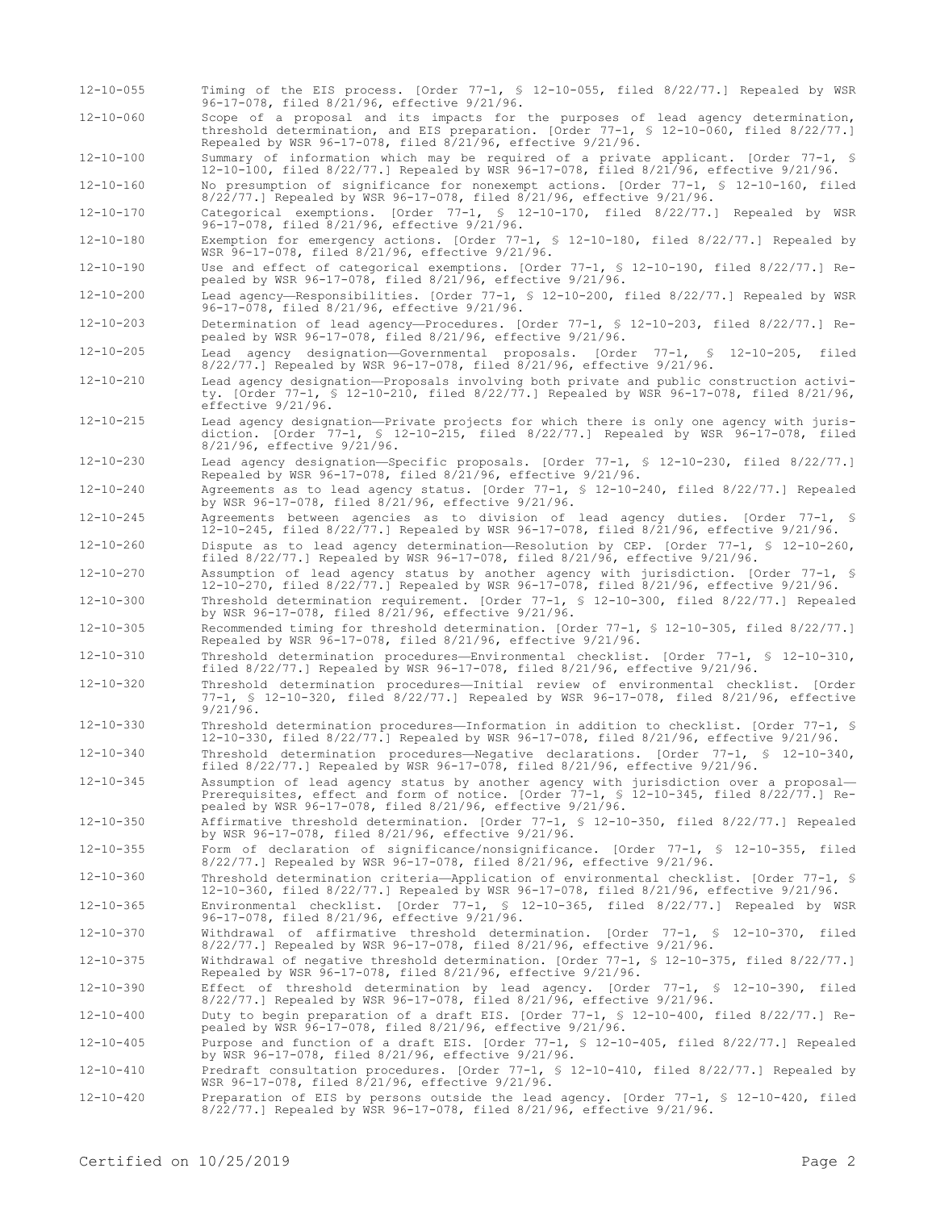12-10-055 Timing of the EIS process. [Order 77-1, § 12-10-055, filed 8/22/77.] Repealed by WSR 96-17-078, filed 8/21/96, effective 9/21/96.

12-10-060 Scope of a proposal and its impacts for the purposes of lead agency determination, threshold determination, and EIS preparation. [Order 77-1, § 12-10-060, filed 8/22/77.] Repealed by WSR 96-17-078, filed 8/21/96, effective 9/21/96.

12-10-100 Summary of information which may be required of a private applicant. [Order 77-1, § 12-10-100, filed 8/22/77.] Repealed by WSR 96-17-078, filed 8/21/96, effective 9/21/96.

12-10-160 No presumption of significance for nonexempt actions. [Order 77-1, § 12-10-160, filed 8/22/77.] Repealed by WSR 96-17-078, filed 8/21/96, effective 9/21/96.

12-10-170 Categorical exemptions. [Order 77-1, § 12-10-170, filed 8/22/77.] Repealed by WSR 96-17-078, filed 8/21/96, effective 9/21/96.

12-10-180 Exemption for emergency actions. [Order 77-1, § 12-10-180, filed 8/22/77.] Repealed by WSR 96-17-078, filed 8/21/96, effective 9/21/96.

12-10-190 Use and effect of categorical exemptions. [Order 77-1, § 12-10-190, filed 8/22/77.] Repealed by WSR 96-17-078, filed 8/21/96, effective 9/21/96.

12-10-200 Lead agency—Responsibilities. [Order 77-1, § 12-10-200, filed 8/22/77.] Repealed by WSR 96-17-078, filed 8/21/96, effective 9/21/96.

12-10-203 Determination of lead agency—Procedures. [Order 77-1, § 12-10-203, filed 8/22/77.] Repealed by WSR 96-17-078, filed 8/21/96, effective 9/21/96.

12-10-205 Lead agency designation—Governmental proposals. [Order 77-1, § 12-10-205, filed 8/22/77.] Repealed by WSR 96-17-078, filed 8/21/96, effective 9/21/96.

12-10-210 Lead agency designation—Proposals involving both private and public construction activity. [Order 77-1, § 12-10-210, filed 8/22/77.] Repealed by WSR 96-17-078, filed 8/21/96, effective 9/21/96.

12-10-215 Lead agency designation—Private projects for which there is only one agency with jurisdiction. [Order 77-1, § 12-10-215, filed 8/22/77.] Repealed by WSR 96-17-078, filed 8/21/96, effective 9/21/96.

12-10-230 Lead agency designation—Specific proposals. [Order 77-1, § 12-10-230, filed 8/22/77.] Repealed by WSR 96-17-078, filed 8/21/96, effective 9/21/96.

12-10-240 Agreements as to lead agency status. [Order 77-1, § 12-10-240, filed 8/22/77.] Repealed by WSR 96-17-078, filed 8/21/96, effective 9/21/96.

12-10-245 Agreements between agencies as to division of lead agency duties. [Order 77-1, § 12-10-245, filed 8/22/77.] Repealed by WSR 96-17-078, filed 8/21/96, effective 9/21/96.

12-10-260 Dispute as to lead agency determination—Resolution by CEP. [Order 77-1, § 12-10-260, filed 8/22/77.] Repealed by WSR 96-17-078, filed 8/21/96, effective 9/21/96.

12-10-270 Assumption of lead agency status by another agency with jurisdiction. [Order 77-1, § 12-10-270, filed 8/22/77.] Repealed by WSR 96-17-078, filed 8/21/96, effective 9/21/96.

12-10-300 Threshold determination requirement. [Order 77-1, § 12-10-300, filed 8/22/77.] Repealed by WSR 96-17-078, filed 8/21/96, effective 9/21/96.

12-10-305 Recommended timing for threshold determination. [Order 77-1, § 12-10-305, filed 8/22/77.] Repealed by WSR 96-17-078, filed 8/21/96, effective 9/21/96.

12-10-310 Threshold determination procedures—Environmental checklist. [Order 77-1, § 12-10-310, filed 8/22/77.] Repealed by WSR 96-17-078, filed 8/21/96, effective 9/21/96.

12-10-320 Threshold determination procedures—Initial review of environmental checklist. [Order 77-1, § 12-10-320, filed 8/22/77.] Repealed by WSR 96-17-078, filed 8/21/96, effective 9/21/96.

12-10-330 Threshold determination procedures—Information in addition to checklist. [Order 77-1, § 12-10-330, filed 8/22/77.] Repealed by WSR 96-17-078, filed 8/21/96, effective 9/21/96.

12-10-340 Threshold determination procedures—Negative declarations. [Order 77-1, § 12-10-340, filed 8/22/77.] Repealed by WSR 96-17-078, filed 8/21/96, effective 9/21/96.

12-10-345 Assumption of lead agency status by another agency with jurisdiction over a proposal—Prerequisites, effect and form of notice. [Order 77-1, § 12-10-345, filed 8/22/77.] Repealed by WSR 96-17-078, filed 8/21/96, effective 9/21/96.

12-10-350 Affirmative threshold determination. [Order 77-1, § 12-10-350, filed 8/22/77.] Repealed by WSR 96-17-078, filed 8/21/96, effective 9/21/96.

12-10-355 Form of declaration of significance/nonsignificance. [Order 77-1, § 12-10-355, filed 8/22/77.] Repealed by WSR 96-17-078, filed 8/21/96, effective 9/21/96.

12-10-360 Threshold determination criteria—Application of environmental checklist. [Order 77-1, § 12-10-360, filed 8/22/77.] Repealed by WSR 96-17-078, filed 8/21/96, effective 9/21/96.

12-10-365 Environmental checklist. [Order 77-1, § 12-10-365, filed 8/22/77.] Repealed by WSR 96-17-078, filed 8/21/96, effective 9/21/96.

12-10-370 Withdrawal of affirmative threshold determination. [Order 77-1, § 12-10-370, filed 8/22/77.] Repealed by WSR 96-17-078, filed 8/21/96, effective 9/21/96.

12-10-375 Withdrawal of negative threshold determination. [Order 77-1, § 12-10-375, filed 8/22/77.] Repealed by WSR 96-17-078, filed 8/21/96, effective 9/21/96.

12-10-390 Effect of threshold determination by lead agency. [Order 77-1, § 12-10-390, filed 8/22/77.] Repealed by WSR 96-17-078, filed 8/21/96, effective 9/21/96.

12-10-400 Duty to begin preparation of a draft EIS. [Order 77-1, § 12-10-400, filed 8/22/77.] Repealed by WSR 96-17-078, filed 8/21/96, effective 9/21/96.

12-10-405 Purpose and function of a draft EIS. [Order 77-1, § 12-10-405, filed 8/22/77.] Repealed by WSR 96-17-078, filed 8/21/96, effective 9/21/96.

12-10-410 Predraft consultation procedures. [Order 77-1, § 12-10-410, filed 8/22/77.] Repealed by WSR 96-17-078, filed 8/21/96, effective 9/21/96.

12-10-420 Preparation of EIS by persons outside the lead agency. [Order 77-1, § 12-10-420, filed 8/22/77.] Repealed by WSR 96-17-078, filed 8/21/96, effective 9/21/96.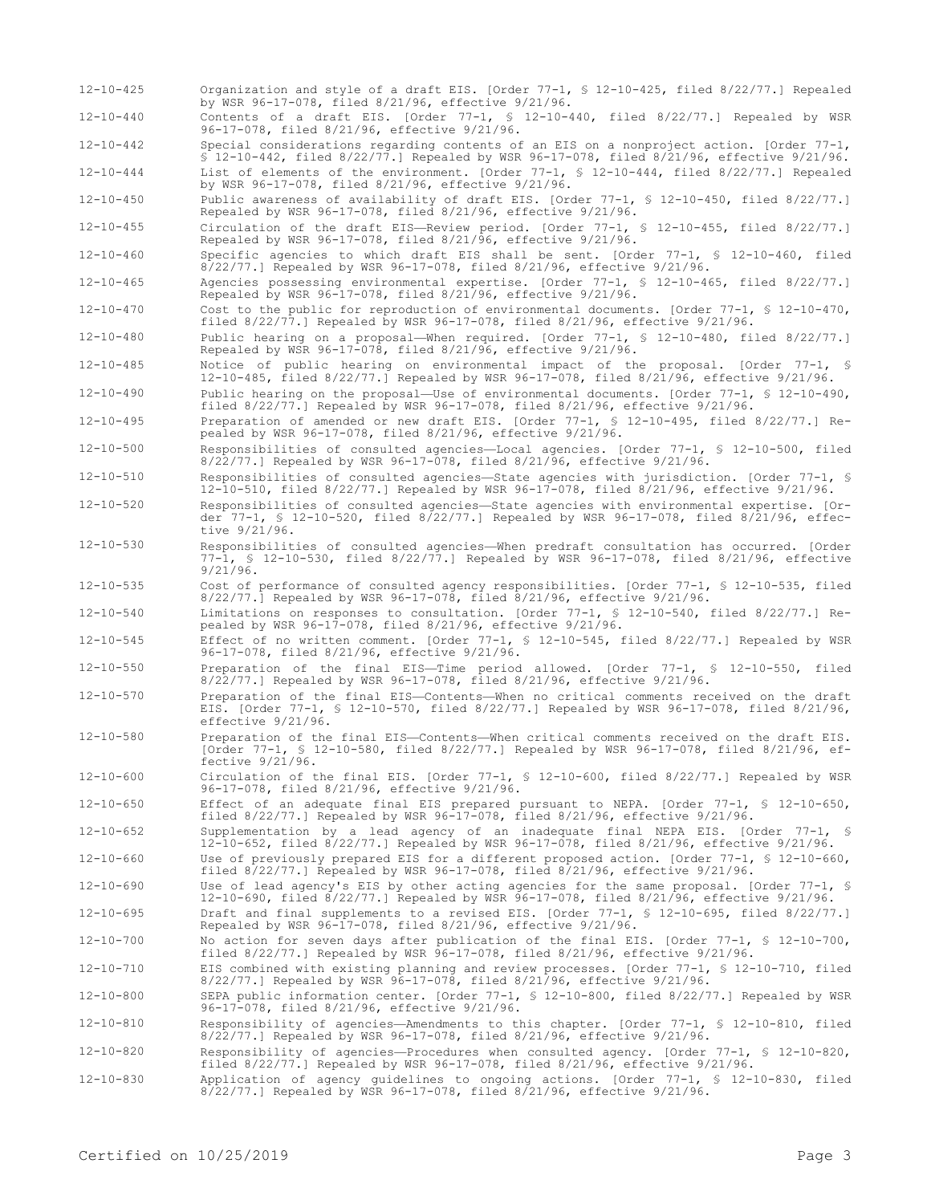12-10-425 Organization and style of a draft EIS. [Order 77-1, § 12-10-425, filed 8/22/77.] Repealed by WSR 96-17-078, filed 8/21/96, effective 9/21/96.

12-10-440 Contents of a draft EIS. [Order 77-1, § 12-10-440, filed 8/22/77.] Repealed by WSR 96-17-078, filed 8/21/96, effective 9/21/96.

12-10-442 Special considerations regarding contents of an EIS on a nonproject action. [Order 77-1, § 12-10-442, filed 8/22/77.] Repealed by WSR 96-17-078, filed 8/21/96, effective 9/21/96.

12-10-444 List of elements of the environment. [Order 77-1, § 12-10-444, filed 8/22/77.] Repealed by WSR 96-17-078, filed 8/21/96, effective 9/21/96.

12-10-450 Public awareness of availability of draft EIS. [Order 77-1, § 12-10-450, filed 8/22/77.] Repealed by WSR 96-17-078, filed 8/21/96, effective 9/21/96.

12-10-455 Circulation of the draft EIS—Review period. [Order 77-1, § 12-10-455, filed 8/22/77.] Repealed by WSR 96-17-078, filed 8/21/96, effective 9/21/96.

12-10-460 Specific agencies to which draft EIS shall be sent. [Order 77-1, § 12-10-460, filed 8/22/77.] Repealed by WSR 96-17-078, filed 8/21/96, effective 9/21/96.

12-10-465 Agencies possessing environmental expertise. [Order 77-1, § 12-10-465, filed 8/22/77.] Repealed by WSR 96-17-078, filed 8/21/96, effective 9/21/96.

12-10-470 Cost to the public for reproduction of environmental documents. [Order 77-1, § 12-10-470, filed 8/22/77.] Repealed by WSR 96-17-078, filed 8/21/96, effective 9/21/96.

12-10-480 Public hearing on a proposal—When required. [Order 77-1, § 12-10-480, filed 8/22/77.] Repealed by WSR 96-17-078, filed 8/21/96, effective 9/21/96.

12-10-485 Notice of public hearing on environmental impact of the proposal. [Order 77-1, § 12-10-485, filed 8/22/77.] Repealed by WSR 96-17-078, filed 8/21/96, effective 9/21/96.

12-10-490 Public hearing on the proposal—Use of environmental documents. [Order 77-1, § 12-10-490, filed 8/22/77.] Repealed by WSR 96-17-078, filed 8/21/96, effective 9/21/96.

12-10-495 Preparation of amended or new draft EIS. [Order 77-1, § 12-10-495, filed 8/22/77.] Repealed by WSR 96-17-078, filed 8/21/96, effective 9/21/96.

12-10-500 Responsibilities of consulted agencies—Local agencies. [Order 77-1, § 12-10-500, filed 8/22/77.] Repealed by WSR 96-17-078, filed 8/21/96, effective 9/21/96.

12-10-510 Responsibilities of consulted agencies—State agencies with jurisdiction. [Order 77-1, § 12-10-510, filed 8/22/77.] Repealed by WSR 96-17-078, filed 8/21/96, effective 9/21/96.

12-10-520 Responsibilities of consulted agencies—State agencies with environmental expertise. [Order 77-1, § 12-10-520, filed 8/22/77.] Repealed by WSR 96-17-078, filed 8/21/96, effective 9/21/96.

12-10-530 Responsibilities of consulted agencies—When predraft consultation has occurred. [Order 77-1, § 12-10-530, filed 8/22/77.] Repealed by WSR 96-17-078, filed 8/21/96, effective 9/21/96.

12-10-535 Cost of performance of consulted agency responsibilities. [Order 77-1, § 12-10-535, filed 8/22/77.] Repealed by WSR 96-17-078, filed 8/21/96, effective 9/21/96.

12-10-540 Limitations on responses to consultation. [Order 77-1, § 12-10-540, filed 8/22/77.] Repealed by WSR 96-17-078, filed 8/21/96, effective 9/21/96.

12-10-545 Effect of no written comment. [Order 77-1, § 12-10-545, filed 8/22/77.] Repealed by WSR 96-17-078, filed 8/21/96, effective 9/21/96.

12-10-550 Preparation of the final EIS—Time period allowed. [Order 77-1, § 12-10-550, filed 8/22/77.] Repealed by WSR 96-17-078, filed 8/21/96, effective 9/21/96.

12-10-570 Preparation of the final EIS—Contents—When no critical comments received on the draft EIS. [Order 77-1, § 12-10-570, filed 8/22/77.] Repealed by WSR 96-17-078, filed 8/21/96, effective 9/21/96.

12-10-580 Preparation of the final EIS—Contents—When critical comments received on the draft EIS. [Order 77-1, § 12-10-580, filed 8/22/77.] Repealed by WSR 96-17-078, filed 8/21/96, effective 9/21/96.

12-10-600 Circulation of the final EIS. [Order 77-1, § 12-10-600, filed 8/22/77.] Repealed by WSR 96-17-078, filed 8/21/96, effective 9/21/96.

12-10-650 Effect of an adequate final EIS prepared pursuant to NEPA. [Order 77-1, § 12-10-650, filed 8/22/77.] Repealed by WSR 96-17-078, filed 8/21/96, effective 9/21/96.

12-10-652 Supplementation by a lead agency of an inadequate final NEPA EIS. [Order 77-1, § 12-10-652, filed 8/22/77.] Repealed by WSR 96-17-078, filed 8/21/96, effective 9/21/96.

12-10-660 Use of previously prepared EIS for a different proposed action. [Order 77-1, § 12-10-660, filed 8/22/77.] Repealed by WSR 96-17-078, filed 8/21/96, effective 9/21/96.

12-10-690 Use of lead agency's EIS by other acting agencies for the same proposal. [Order 77-1, § 12-10-690, filed 8/22/77.] Repealed by WSR 96-17-078, filed 8/21/96, effective 9/21/96.

12-10-695 Draft and final supplements to a revised EIS. [Order 77-1, § 12-10-695, filed 8/22/77.] Repealed by WSR 96-17-078, filed 8/21/96, effective 9/21/96.

12-10-700 No action for seven days after publication of the final EIS. [Order 77-1, § 12-10-700, filed 8/22/77.] Repealed by WSR 96-17-078, filed 8/21/96, effective 9/21/96.

12-10-710 EIS combined with existing planning and review processes. [Order 77-1, § 12-10-710, filed 8/22/77.] Repealed by WSR 96-17-078, filed 8/21/96, effective 9/21/96.

12-10-800 SEPA public information center. [Order 77-1, § 12-10-800, filed 8/22/77.] Repealed by WSR 96-17-078, filed 8/21/96, effective 9/21/96.

12-10-810 Responsibility of agencies—Amendments to this chapter. [Order 77-1, § 12-10-810, filed 8/22/77.] Repealed by WSR 96-17-078, filed 8/21/96, effective 9/21/96.

12-10-820 Responsibility of agencies—Procedures when consulted agency. [Order 77-1, § 12-10-820, filed 8/22/77.] Repealed by WSR 96-17-078, filed 8/21/96, effective 9/21/96.

12-10-830 Application of agency guidelines to ongoing actions. [Order 77-1, § 12-10-830, filed 8/22/77.] Repealed by WSR 96-17-078, filed 8/21/96, effective 9/21/96.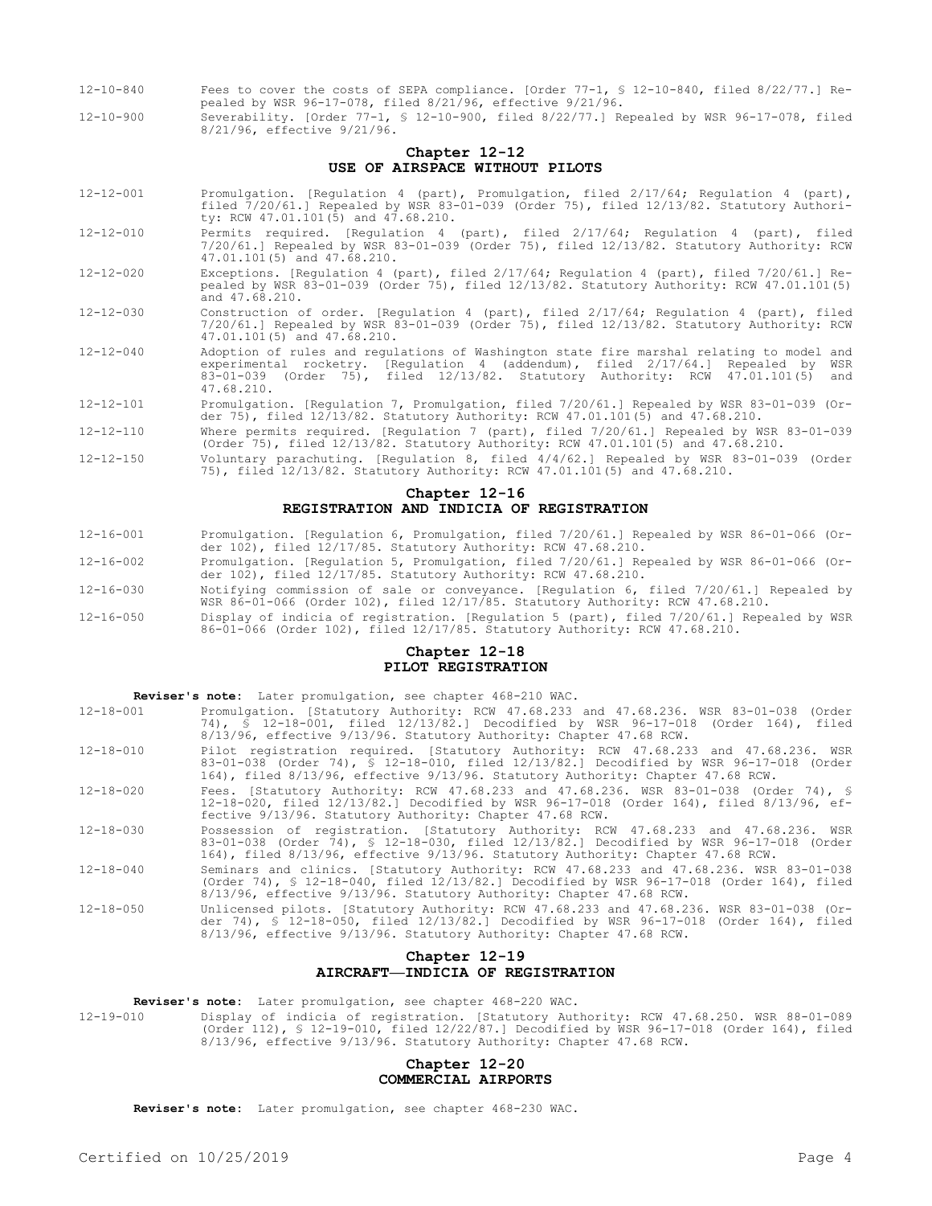12-10-840 Fees to cover the costs of SEPA compliance. [Order 77-1, § 12-10-840, filed 8/22/77.] Repealed by WSR 96-17-078, filed 8/21/96, effective 9/21/96.

12-10-900 Severability. [Order 77-1, § 12-10-900, filed 8/22/77.] Repealed by WSR 96-17-078, filed 8/21/96, effective 9/21/96.

## Chapter 12-12
## USE OF AIRSPACE WITHOUT PILOTS

12-12-001 Promulgation. [Regulation 4 (part), Promulgation, filed 2/17/64; Regulation 4 (part), filed 7/20/61.] Repealed by WSR 83-01-039 (Order 75), filed 12/13/82. Statutory Authority: RCW 47.01.101(5) and 47.68.210.

12-12-010 Permits required. [Regulation 4 (part), filed 2/17/64; Regulation 4 (part), filed 7/20/61.] Repealed by WSR 83-01-039 (Order 75), filed 12/13/82. Statutory Authority: RCW 47.01.101(5) and 47.68.210.

12-12-020 Exceptions. [Regulation 4 (part), filed 2/17/64; Regulation 4 (part), filed 7/20/61.] Repealed by WSR 83-01-039 (Order 75), filed 12/13/82. Statutory Authority: RCW 47.01.101(5) and 47.68.210.

12-12-030 Construction of order. [Regulation 4 (part), filed 2/17/64; Regulation 4 (part), filed 7/20/61.] Repealed by WSR 83-01-039 (Order 75), filed 12/13/82. Statutory Authority: RCW 47.01.101(5) and 47.68.210.

12-12-040 Adoption of rules and regulations of Washington state fire marshal relating to model and experimental rocketry. [Regulation 4 (addendum), filed 2/17/64.] Repealed by WSR 83-01-039 (Order 75), filed 12/13/82. Statutory Authority: RCW 47.01.101(5) and 47.68.210.

12-12-101 Promulgation. [Regulation 7, Promulgation, filed 7/20/61.] Repealed by WSR 83-01-039 (Order 75), filed 12/13/82. Statutory Authority: RCW 47.01.101(5) and 47.68.210.

12-12-110 Where permits required. [Regulation 7 (part), filed 7/20/61.] Repealed by WSR 83-01-039 (Order 75), filed 12/13/82. Statutory Authority: RCW 47.01.101(5) and 47.68.210.

12-12-150 Voluntary parachuting. [Regulation 8, filed 4/4/62.] Repealed by WSR 83-01-039 (Order 75), filed 12/13/82. Statutory Authority: RCW 47.01.101(5) and 47.68.210.

## Chapter 12-16
## REGISTRATION AND INDICIA OF REGISTRATION

12-16-001 Promulgation. [Regulation 6, Promulgation, filed 7/20/61.] Repealed by WSR 86-01-066 (Order 102), filed 12/17/85. Statutory Authority: RCW 47.68.210.

12-16-002 Promulgation. [Regulation 5, Promulgation, filed 7/20/61.] Repealed by WSR 86-01-066 (Order 102), filed 12/17/85. Statutory Authority: RCW 47.68.210.

12-16-030 Notifying commission of sale or conveyance. [Regulation 6, filed 7/20/61.] Repealed by WSR 86-01-066 (Order 102), filed 12/17/85. Statutory Authority: RCW 47.68.210.

12-16-050 Display of indicia of registration. [Regulation 5 (part), filed 7/20/61.] Repealed by WSR 86-01-066 (Order 102), filed 12/17/85. Statutory Authority: RCW 47.68.210.

## Chapter 12-18
## PILOT REGISTRATION

**Reviser's note:** Later promulgation, see chapter 468-210 WAC.

12-18-001 Promulgation. [Statutory Authority: RCW 47.68.233 and 47.68.236. WSR 83-01-038 (Order 74), § 12-18-001, filed 12/13/82.] Decodified by WSR 96-17-018 (Order 164), filed 8/13/96, effective 9/13/96. Statutory Authority: Chapter 47.68 RCW.

12-18-010 Pilot registration required. [Statutory Authority: RCW 47.68.233 and 47.68.236. WSR 83-01-038 (Order 74), § 12-18-010, filed 12/13/82.] Decodified by WSR 96-17-018 (Order 164), filed 8/13/96, effective 9/13/96. Statutory Authority: Chapter 47.68 RCW.

12-18-020 Fees. [Statutory Authority: RCW 47.68.233 and 47.68.236. WSR 83-01-038 (Order 74), § 12-18-020, filed 12/13/82.] Decodified by WSR 96-17-018 (Order 164), filed 8/13/96, effective 9/13/96. Statutory Authority: Chapter 47.68 RCW.

12-18-030 Possession of registration. [Statutory Authority: RCW 47.68.233 and 47.68.236. WSR 83-01-038 (Order 74), § 12-18-030, filed 12/13/82.] Decodified by WSR 96-17-018 (Order 164), filed 8/13/96, effective 9/13/96. Statutory Authority: Chapter 47.68 RCW.

12-18-040 Seminars and clinics. [Statutory Authority: RCW 47.68.233 and 47.68.236. WSR 83-01-038 (Order 74), § 12-18-040, filed 12/13/82.] Decodified by WSR 96-17-018 (Order 164), filed 8/13/96, effective 9/13/96. Statutory Authority: Chapter 47.68 RCW.

12-18-050 Unlicensed pilots. [Statutory Authority: RCW 47.68.233 and 47.68.236. WSR 83-01-038 (Order 74), § 12-18-050, filed 12/13/82.] Decodified by WSR 96-17-018 (Order 164), filed 8/13/96, effective 9/13/96. Statutory Authority: Chapter 47.68 RCW.

## Chapter 12-19
## AIRCRAFT—INDICIA OF REGISTRATION

**Reviser's note:** Later promulgation, see chapter 468-220 WAC.

12-19-010 Display of indicia of registration. [Statutory Authority: RCW 47.68.250. WSR 88-01-089 (Order 112), § 12-19-010, filed 12/22/87.] Decodified by WSR 96-17-018 (Order 164), filed 8/13/96, effective 9/13/96. Statutory Authority: Chapter 47.68 RCW.

## Chapter 12-20
## COMMERCIAL AIRPORTS

**Reviser's note:** Later promulgation, see chapter 468-230 WAC.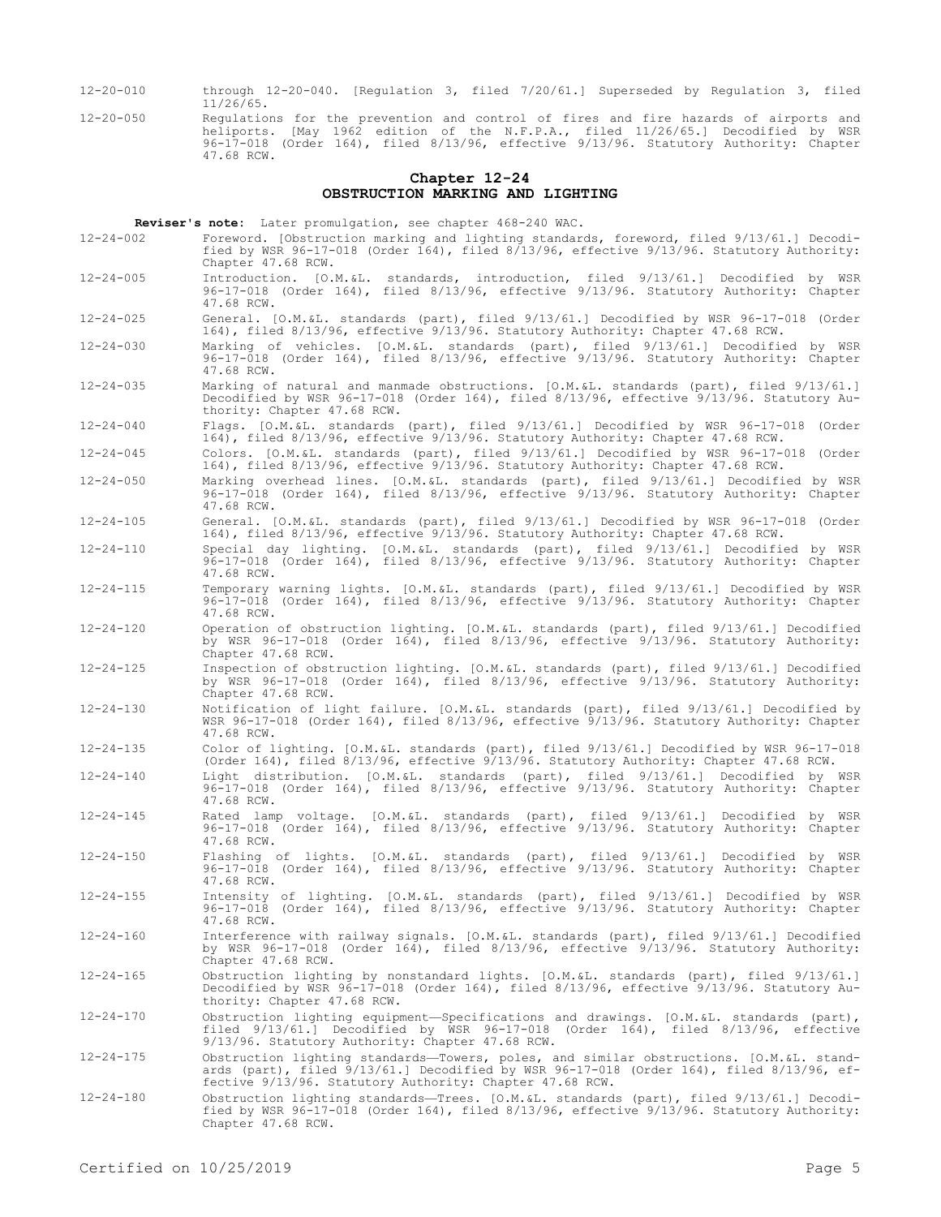12-20-010 through 12-20-040. [Regulation 3, filed 7/20/61.] Superseded by Regulation 3, filed 11/26/65.

12-20-050 Regulations for the prevention and control of fires and fire hazards of airports and heliports. [May 1962 edition of the N.F.P.A., filed 11/26/65.] Decodified by WSR 96-17-018 (Order 164), filed 8/13/96, effective 9/13/96. Statutory Authority: Chapter 47.68 RCW.

## Chapter 12-24
## OBSTRUCTION MARKING AND LIGHTING

**Reviser's note:** Later promulgation, see chapter 468-240 WAC.

12-24-002 Foreword. [Obstruction marking and lighting standards, foreword, filed 9/13/61.] Decodified by WSR 96-17-018 (Order 164), filed 8/13/96, effective 9/13/96. Statutory Authority: Chapter 47.68 RCW.

12-24-005 Introduction. [O.M.&L. standards, introduction, filed 9/13/61.] Decodified by WSR 96-17-018 (Order 164), filed 8/13/96, effective 9/13/96. Statutory Authority: Chapter 47.68 RCW.

12-24-025 General. [O.M.&L. standards (part), filed 9/13/61.] Decodified by WSR 96-17-018 (Order 164), filed 8/13/96, effective 9/13/96. Statutory Authority: Chapter 47.68 RCW.

12-24-030 Marking of vehicles. [O.M.&L. standards (part), filed 9/13/61.] Decodified by WSR 96-17-018 (Order 164), filed 8/13/96, effective 9/13/96. Statutory Authority: Chapter 47.68 RCW.

12-24-035 Marking of natural and manmade obstructions. [O.M.&L. standards (part), filed 9/13/61.] Decodified by WSR 96-17-018 (Order 164), filed 8/13/96, effective 9/13/96. Statutory Authority: Chapter 47.68 RCW.

12-24-040 Flags. [O.M.&L. standards (part), filed 9/13/61.] Decodified by WSR 96-17-018 (Order 164), filed 8/13/96, effective 9/13/96. Statutory Authority: Chapter 47.68 RCW.

12-24-045 Colors. [O.M.&L. standards (part), filed 9/13/61.] Decodified by WSR 96-17-018 (Order 164), filed 8/13/96, effective 9/13/96. Statutory Authority: Chapter 47.68 RCW.

12-24-050 Marking overhead lines. [O.M.&L. standards (part), filed 9/13/61.] Decodified by WSR 96-17-018 (Order 164), filed 8/13/96, effective 9/13/96. Statutory Authority: Chapter 47.68 RCW.

12-24-105 General. [O.M.&L. standards (part), filed 9/13/61.] Decodified by WSR 96-17-018 (Order 164), filed 8/13/96, effective 9/13/96. Statutory Authority: Chapter 47.68 RCW.

12-24-110 Special day lighting. [O.M.&L. standards (part), filed 9/13/61.] Decodified by WSR 96-17-018 (Order 164), filed 8/13/96, effective 9/13/96. Statutory Authority: Chapter 47.68 RCW.

12-24-115 Temporary warning lights. [O.M.&L. standards (part), filed 9/13/61.] Decodified by WSR 96-17-018 (Order 164), filed 8/13/96, effective 9/13/96. Statutory Authority: Chapter 47.68 RCW.

12-24-120 Operation of obstruction lighting. [O.M.&L. standards (part), filed 9/13/61.] Decodified by WSR 96-17-018 (Order 164), filed 8/13/96, effective 9/13/96. Statutory Authority: Chapter 47.68 RCW.

12-24-125 Inspection of obstruction lighting. [O.M.&L. standards (part), filed 9/13/61.] Decodified by WSR 96-17-018 (Order 164), filed 8/13/96, effective 9/13/96. Statutory Authority: Chapter 47.68 RCW.

12-24-130 Notification of light failure. [O.M.&L. standards (part), filed 9/13/61.] Decodified by WSR 96-17-018 (Order 164), filed 8/13/96, effective 9/13/96. Statutory Authority: Chapter 47.68 RCW.

12-24-135 Color of lighting. [O.M.&L. standards (part), filed 9/13/61.] Decodified by WSR 96-17-018 (Order 164), filed 8/13/96, effective 9/13/96. Statutory Authority: Chapter 47.68 RCW.

12-24-140 Light distribution. [O.M.&L. standards (part), filed 9/13/61.] Decodified by WSR 96-17-018 (Order 164), filed 8/13/96, effective 9/13/96. Statutory Authority: Chapter 47.68 RCW.

12-24-145 Rated lamp voltage. [O.M.&L. standards (part), filed 9/13/61.] Decodified by WSR 96-17-018 (Order 164), filed 8/13/96, effective 9/13/96. Statutory Authority: Chapter 47.68 RCW.

12-24-150 Flashing of lights. [O.M.&L. standards (part), filed 9/13/61.] Decodified by WSR 96-17-018 (Order 164), filed 8/13/96, effective 9/13/96. Statutory Authority: Chapter 47.68 RCW.

12-24-155 Intensity of lighting. [O.M.&L. standards (part), filed 9/13/61.] Decodified by WSR 96-17-018 (Order 164), filed 8/13/96, effective 9/13/96. Statutory Authority: Chapter 47.68 RCW.

12-24-160 Interference with railway signals. [O.M.&L. standards (part), filed 9/13/61.] Decodified by WSR 96-17-018 (Order 164), filed 8/13/96, effective 9/13/96. Statutory Authority: Chapter 47.68 RCW.

12-24-165 Obstruction lighting by nonstandard lights. [O.M.&L. standards (part), filed 9/13/61.] Decodified by WSR 96-17-018 (Order 164), filed 8/13/96, effective 9/13/96. Statutory Authority: Chapter 47.68 RCW.

12-24-170 Obstruction lighting equipment—Specifications and drawings. [O.M.&L. standards (part), filed 9/13/61.] Decodified by WSR 96-17-018 (Order 164), filed 8/13/96, effective 9/13/96. Statutory Authority: Chapter 47.68 RCW.

12-24-175 Obstruction lighting standards—Towers, poles, and similar obstructions. [O.M.&L. standards (part), filed 9/13/61.] Decodified by WSR 96-17-018 (Order 164), filed 8/13/96, effective 9/13/96. Statutory Authority: Chapter 47.68 RCW.

12-24-180 Obstruction lighting standards—Trees. [O.M.&L. standards (part), filed 9/13/61.] Decodified by WSR 96-17-018 (Order 164), filed 8/13/96, effective 9/13/96. Statutory Authority: Chapter 47.68 RCW.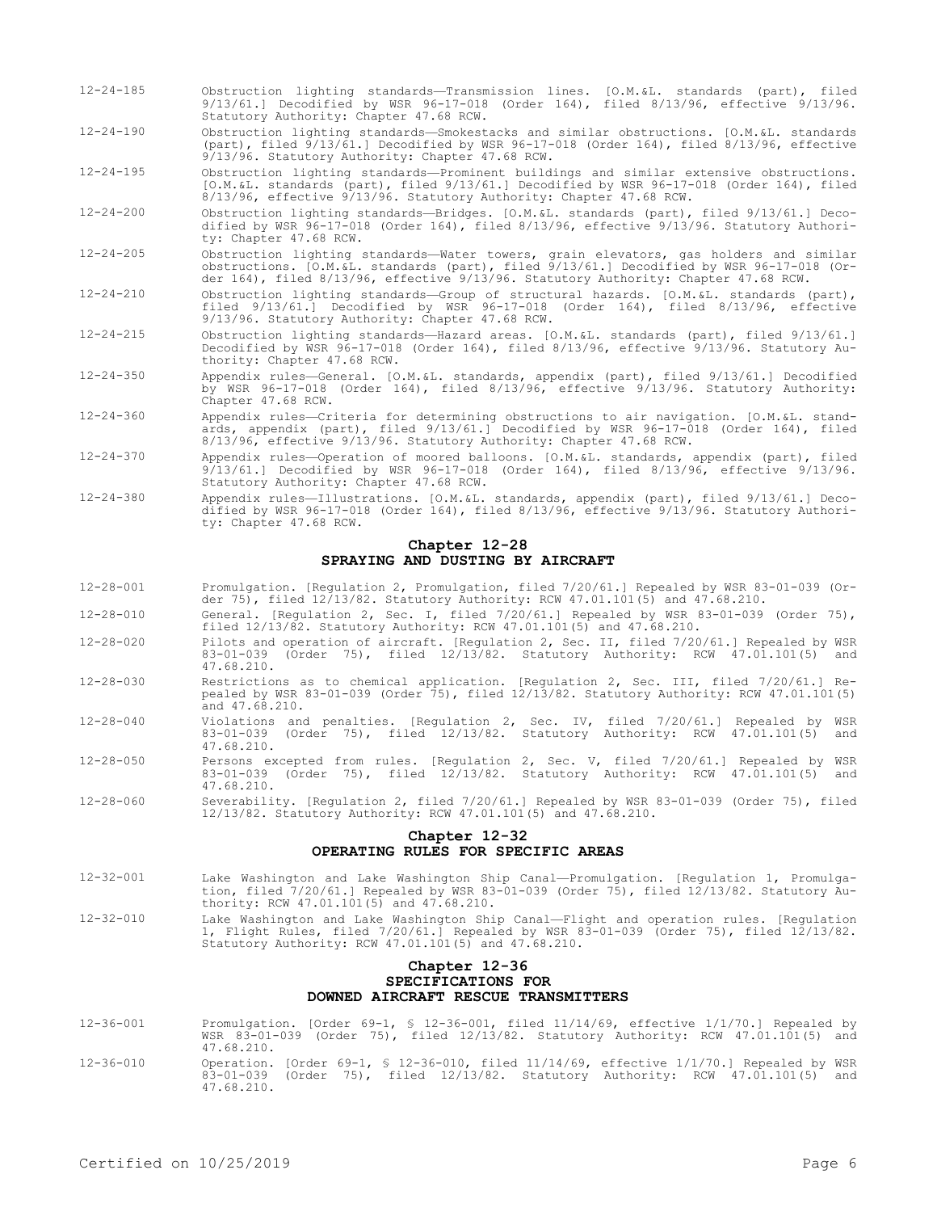12-24-185 Obstruction lighting standards—Transmission lines. [O.M.&L. standards (part), filed 9/13/61.] Decodified by WSR 96-17-018 (Order 164), filed 8/13/96, effective 9/13/96. Statutory Authority: Chapter 47.68 RCW.

12-24-190 Obstruction lighting standards—Smokestacks and similar obstructions. [O.M.&L. standards (part), filed 9/13/61.] Decodified by WSR 96-17-018 (Order 164), filed 8/13/96, effective 9/13/96. Statutory Authority: Chapter 47.68 RCW.

12-24-195 Obstruction lighting standards—Prominent buildings and similar extensive obstructions. [O.M.&L. standards (part), filed 9/13/61.] Decodified by WSR 96-17-018 (Order 164), filed 8/13/96, effective 9/13/96. Statutory Authority: Chapter 47.68 RCW.

12-24-200 Obstruction lighting standards—Bridges. [O.M.&L. standards (part), filed 9/13/61.] Decodified by WSR 96-17-018 (Order 164), filed 8/13/96, effective 9/13/96. Statutory Authority: Chapter 47.68 RCW.

12-24-205 Obstruction lighting standards—Water towers, grain elevators, gas holders and similar obstructions. [O.M.&L. standards (part), filed 9/13/61.] Decodified by WSR 96-17-018 (Order 164), filed 8/13/96, effective 9/13/96. Statutory Authority: Chapter 47.68 RCW.

12-24-210 Obstruction lighting standards—Group of structural hazards. [O.M.&L. standards (part), filed 9/13/61.] Decodified by WSR 96-17-018 (Order 164), filed 8/13/96, effective 9/13/96. Statutory Authority: Chapter 47.68 RCW.

12-24-215 Obstruction lighting standards—Hazard areas. [O.M.&L. standards (part), filed 9/13/61.] Decodified by WSR 96-17-018 (Order 164), filed 8/13/96, effective 9/13/96. Statutory Authority: Chapter 47.68 RCW.

12-24-350 Appendix rules—General. [O.M.&L. standards, appendix (part), filed 9/13/61.] Decodified by WSR 96-17-018 (Order 164), filed 8/13/96, effective 9/13/96. Statutory Authority: Chapter 47.68 RCW.

12-24-360 Appendix rules—Criteria for determining obstructions to air navigation. [O.M.&L. standards, appendix (part), filed 9/13/61.] Decodified by WSR 96-17-018 (Order 164), filed 8/13/96, effective 9/13/96. Statutory Authority: Chapter 47.68 RCW.

12-24-370 Appendix rules—Operation of moored balloons. [O.M.&L. standards, appendix (part), filed 9/13/61.] Decodified by WSR 96-17-018 (Order 164), filed 8/13/96, effective 9/13/96. Statutory Authority: Chapter 47.68 RCW.

12-24-380 Appendix rules—Illustrations. [O.M.&L. standards, appendix (part), filed 9/13/61.] Decodified by WSR 96-17-018 (Order 164), filed 8/13/96, effective 9/13/96. Statutory Authority: Chapter 47.68 RCW.

## Chapter 12-28
## SPRAYING AND DUSTING BY AIRCRAFT

12-28-001 Promulgation. [Regulation 2, Promulgation, filed 7/20/61.] Repealed by WSR 83-01-039 (Order 75), filed 12/13/82. Statutory Authority: RCW 47.01.101(5) and 47.68.210.

12-28-010 General. [Regulation 2, Sec. I, filed 7/20/61.] Repealed by WSR 83-01-039 (Order 75), filed 12/13/82. Statutory Authority: RCW 47.01.101(5) and 47.68.210.

12-28-020 Pilots and operation of aircraft. [Regulation 2, Sec. II, filed 7/20/61.] Repealed by WSR 83-01-039 (Order 75), filed 12/13/82. Statutory Authority: RCW 47.01.101(5) and 47.68.210.

12-28-030 Restrictions as to chemical application. [Regulation 2, Sec. III, filed 7/20/61.] Repealed by WSR 83-01-039 (Order 75), filed 12/13/82. Statutory Authority: RCW 47.01.101(5) and 47.68.210.

12-28-040 Violations and penalties. [Regulation 2, Sec. IV, filed 7/20/61.] Repealed by WSR 83-01-039 (Order 75), filed 12/13/82. Statutory Authority: RCW 47.01.101(5) and 47.68.210.

12-28-050 Persons excepted from rules. [Regulation 2, Sec. V, filed 7/20/61.] Repealed by WSR 83-01-039 (Order 75), filed 12/13/82. Statutory Authority: RCW 47.01.101(5) and 47.68.210.

12-28-060 Severability. [Regulation 2, filed 7/20/61.] Repealed by WSR 83-01-039 (Order 75), filed 12/13/82. Statutory Authority: RCW 47.01.101(5) and 47.68.210.

## Chapter 12-32
## OPERATING RULES FOR SPECIFIC AREAS

12-32-001 Lake Washington and Lake Washington Ship Canal—Promulgation. [Regulation 1, Promulgation, filed 7/20/61.] Repealed by WSR 83-01-039 (Order 75), filed 12/13/82. Statutory Authority: RCW 47.01.101(5) and 47.68.210.

12-32-010 Lake Washington and Lake Washington Ship Canal—Flight and operation rules. [Regulation 1, Flight Rules, filed 7/20/61.] Repealed by WSR 83-01-039 (Order 75), filed 12/13/82. Statutory Authority: RCW 47.01.101(5) and 47.68.210.

## Chapter 12-36
## SPECIFICATIONS FOR
## DOWNED AIRCRAFT RESCUE TRANSMITTERS

12-36-001 Promulgation. [Order 69-1, § 12-36-001, filed 11/14/69, effective 1/1/70.] Repealed by WSR 83-01-039 (Order 75), filed 12/13/82. Statutory Authority: RCW 47.01.101(5) and 47.68.210.

12-36-010 Operation. [Order 69-1, § 12-36-010, filed 11/14/69, effective 1/1/70.] Repealed by WSR 83-01-039 (Order 75), filed 12/13/82. Statutory Authority: RCW 47.01.101(5) and 47.68.210.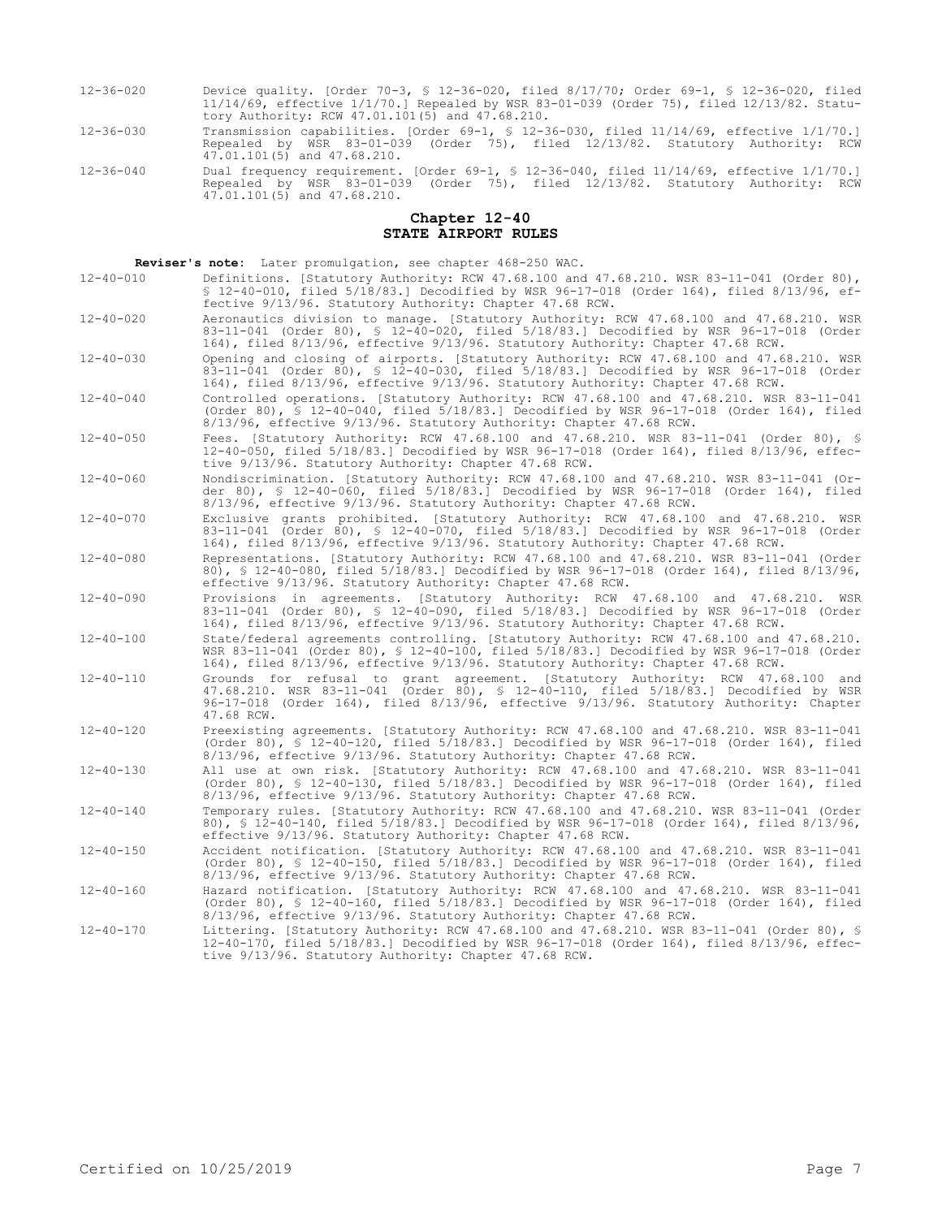12-36-020 Device quality. [Order 70-3, § 12-36-020, filed 8/17/70; Order 69-1, § 12-36-020, filed 11/14/69, effective 1/1/70.] Repealed by WSR 83-01-039 (Order 75), filed 12/13/82. Statutory Authority: RCW 47.01.101(5) and 47.68.210.

12-36-030 Transmission capabilities. [Order 69-1, § 12-36-030, filed 11/14/69, effective 1/1/70.] Repealed by WSR 83-01-039 (Order 75), filed 12/13/82. Statutory Authority: RCW 47.01.101(5) and 47.68.210.

12-36-040 Dual frequency requirement. [Order 69-1, § 12-36-040, filed 11/14/69, effective 1/1/70.] Repealed by WSR 83-01-039 (Order 75), filed 12/13/82. Statutory Authority: RCW 47.01.101(5) and 47.68.210.

## Chapter 12-40
## STATE AIRPORT RULES

**Reviser's note:** Later promulgation, see chapter 468-250 WAC.

12-40-010 Definitions. [Statutory Authority: RCW 47.68.100 and 47.68.210. WSR 83-11-041 (Order 80), § 12-40-010, filed 5/18/83.] Decodified by WSR 96-17-018 (Order 164), filed 8/13/96, effective 9/13/96. Statutory Authority: Chapter 47.68 RCW.

12-40-020 Aeronautics division to manage. [Statutory Authority: RCW 47.68.100 and 47.68.210. WSR 83-11-041 (Order 80), § 12-40-020, filed 5/18/83.] Decodified by WSR 96-17-018 (Order 164), filed 8/13/96, effective 9/13/96. Statutory Authority: Chapter 47.68 RCW.

12-40-030 Opening and closing of airports. [Statutory Authority: RCW 47.68.100 and 47.68.210. WSR 83-11-041 (Order 80), § 12-40-030, filed 5/18/83.] Decodified by WSR 96-17-018 (Order 164), filed 8/13/96, effective 9/13/96. Statutory Authority: Chapter 47.68 RCW.

12-40-040 Controlled operations. [Statutory Authority: RCW 47.68.100 and 47.68.210. WSR 83-11-041 (Order 80), § 12-40-040, filed 5/18/83.] Decodified by WSR 96-17-018 (Order 164), filed 8/13/96, effective 9/13/96. Statutory Authority: Chapter 47.68 RCW.

12-40-050 Fees. [Statutory Authority: RCW 47.68.100 and 47.68.210. WSR 83-11-041 (Order 80), § 12-40-050, filed 5/18/83.] Decodified by WSR 96-17-018 (Order 164), filed 8/13/96, effective 9/13/96. Statutory Authority: Chapter 47.68 RCW.

12-40-060 Nondiscrimination. [Statutory Authority: RCW 47.68.100 and 47.68.210. WSR 83-11-041 (Order 80), § 12-40-060, filed 5/18/83.] Decodified by WSR 96-17-018 (Order 164), filed 8/13/96, effective 9/13/96. Statutory Authority: Chapter 47.68 RCW.

12-40-070 Exclusive grants prohibited. [Statutory Authority: RCW 47.68.100 and 47.68.210. WSR 83-11-041 (Order 80), § 12-40-070, filed 5/18/83.] Decodified by WSR 96-17-018 (Order 164), filed 8/13/96, effective 9/13/96. Statutory Authority: Chapter 47.68 RCW.

12-40-080 Representations. [Statutory Authority: RCW 47.68.100 and 47.68.210. WSR 83-11-041 (Order 80), § 12-40-080, filed 5/18/83.] Decodified by WSR 96-17-018 (Order 164), filed 8/13/96, effective 9/13/96. Statutory Authority: Chapter 47.68 RCW.

12-40-090 Provisions in agreements. [Statutory Authority: RCW 47.68.100 and 47.68.210. WSR 83-11-041 (Order 80), § 12-40-090, filed 5/18/83.] Decodified by WSR 96-17-018 (Order 164), filed 8/13/96, effective 9/13/96. Statutory Authority: Chapter 47.68 RCW.

12-40-100 State/federal agreements controlling. [Statutory Authority: RCW 47.68.100 and 47.68.210. WSR 83-11-041 (Order 80), § 12-40-100, filed 5/18/83.] Decodified by WSR 96-17-018 (Order 164), filed 8/13/96, effective 9/13/96. Statutory Authority: Chapter 47.68 RCW.

12-40-110 Grounds for refusal to grant agreement. [Statutory Authority: RCW 47.68.100 and 47.68.210. WSR 83-11-041 (Order 80), § 12-40-110, filed 5/18/83.] Decodified by WSR 96-17-018 (Order 164), filed 8/13/96, effective 9/13/96. Statutory Authority: Chapter 47.68 RCW.

12-40-120 Preexisting agreements. [Statutory Authority: RCW 47.68.100 and 47.68.210. WSR 83-11-041 (Order 80), § 12-40-120, filed 5/18/83.] Decodified by WSR 96-17-018 (Order 164), filed 8/13/96, effective 9/13/96. Statutory Authority: Chapter 47.68 RCW.

12-40-130 All use at own risk. [Statutory Authority: RCW 47.68.100 and 47.68.210. WSR 83-11-041 (Order 80), § 12-40-130, filed 5/18/83.] Decodified by WSR 96-17-018 (Order 164), filed 8/13/96, effective 9/13/96. Statutory Authority: Chapter 47.68 RCW.

12-40-140 Temporary rules. [Statutory Authority: RCW 47.68.100 and 47.68.210. WSR 83-11-041 (Order 80), § 12-40-140, filed 5/18/83.] Decodified by WSR 96-17-018 (Order 164), filed 8/13/96, effective 9/13/96. Statutory Authority: Chapter 47.68 RCW.

12-40-150 Accident notification. [Statutory Authority: RCW 47.68.100 and 47.68.210. WSR 83-11-041 (Order 80), § 12-40-150, filed 5/18/83.] Decodified by WSR 96-17-018 (Order 164), filed 8/13/96, effective 9/13/96. Statutory Authority: Chapter 47.68 RCW.

12-40-160 Hazard notification. [Statutory Authority: RCW 47.68.100 and 47.68.210. WSR 83-11-041 (Order 80), § 12-40-160, filed 5/18/83.] Decodified by WSR 96-17-018 (Order 164), filed 8/13/96, effective 9/13/96. Statutory Authority: Chapter 47.68 RCW.

12-40-170 Littering. [Statutory Authority: RCW 47.68.100 and 47.68.210. WSR 83-11-041 (Order 80), § 12-40-170, filed 5/18/83.] Decodified by WSR 96-17-018 (Order 164), filed 8/13/96, effective 9/13/96. Statutory Authority: Chapter 47.68 RCW.